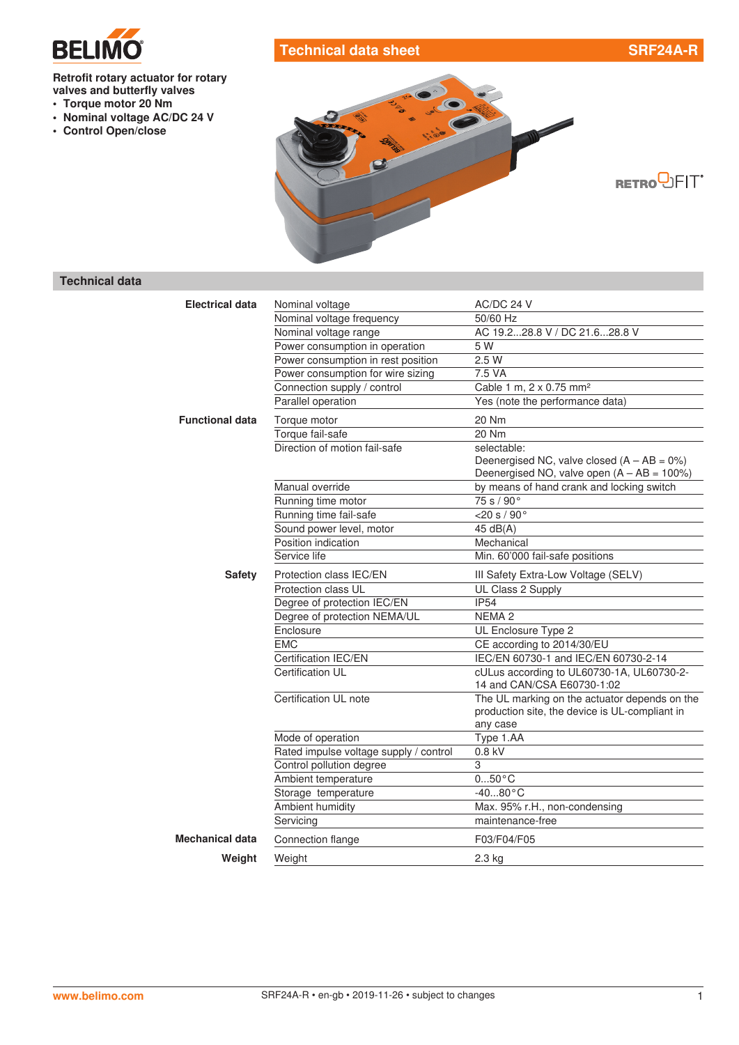# Technical data sheet SRF24A-R

**Retrofit rotary actuator for rotary valves and butterfly valves**

- **Torque motor 20 Nm**
- **Nominal voltage AC/DC 24 V**
- **Control Open/close**

## Technical data

| | | |
|---|---|---|
| **Electrical data** | Nominal voltage | AC/DC 24 V |
| | Nominal voltage frequency | 50/60 Hz |
| | Nominal voltage range | AC 19.2...28.8 V / DC 21.6...28.8 V |
| | Power consumption in operation | 5 W |
| | Power consumption in rest position | 2.5 W |
| | Power consumption for wire sizing | 7.5 VA |
| | Connection supply / control | Cable 1 m, 2 x 0.75 mm² |
| | Parallel operation | Yes (note the performance data) |
| **Functional data** | Torque motor | 20 Nm |
| | Torque fail-safe | 20 Nm |
| | Direction of motion fail-safe | selectable:<br>Deenergised NC, valve closed (A – AB = 0%)<br>Deenergised NO, valve open (A – AB = 100%) |
| | Manual override | by means of hand crank and locking switch |
| | Running time motor | 75 s / 90° |
| | Running time fail-safe | <20 s / 90° |
| | Sound power level, motor | 45 dB(A) |
| | Position indication | Mechanical |
| | Service life | Min. 60'000 fail-safe positions |
| **Safety** | Protection class IEC/EN | III Safety Extra-Low Voltage (SELV) |
| | Protection class UL | UL Class 2 Supply |
| | Degree of protection IEC/EN | IP54 |
| | Degree of protection NEMA/UL | NEMA 2 |
| | Enclosure | UL Enclosure Type 2 |
| | EMC | CE according to 2014/30/EU |
| | Certification IEC/EN | IEC/EN 60730-1 and IEC/EN 60730-2-14 |
| | Certification UL | cULus according to UL60730-1A, UL60730-2-14 and CAN/CSA E60730-1:02 |
| | Certification UL note | The UL marking on the actuator depends on the production site, the device is UL-compliant in any case |
| | Mode of operation | Type 1.AA |
| | Rated impulse voltage supply / control | 0.8 kV |
| | Control pollution degree | 3 |
| | Ambient temperature | 0...50°C |
| | Storage temperature | -40...80°C |
| | Ambient humidity | Max. 95% r.H., non-condensing |
| | Servicing | maintenance-free |
| **Mechanical data** | Connection flange | F03/F04/F05 |
| **Weight** | Weight | 2.3 kg |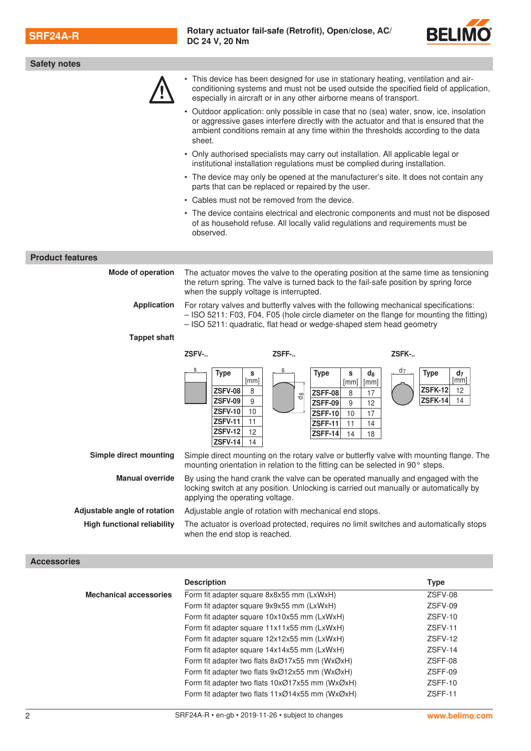## Safety notes

- This device has been designed for use in stationary heating, ventilation and air-conditioning systems and must not be used outside the specified field of application, especially in aircraft or in any other airborne means of transport.
- Outdoor application: only possible in case that no (sea) water, snow, ice, insolation or aggressive gases interfere directly with the actuator and that is ensured that the ambient conditions remain at any time within the thresholds according to the data sheet.
- Only authorised specialists may carry out installation. All applicable legal or institutional installation regulations must be complied during installation.
- The device may only be opened at the manufacturer's site. It does not contain any parts that can be replaced or repaired by the user.
- Cables must not be removed from the device.
- The device contains electrical and electronic components and must not be disposed of as household refuse. All locally valid regulations and requirements must be observed.

## Product features

**Mode of operation**
The actuator moves the valve to the operating position at the same time as tensioning the return spring. The valve is turned back to the fail-safe position by spring force when the supply voltage is interrupted.

**Application**
For rotary valves and butterfly valves with the following mechanical specifications:
– ISO 5211: F03, F04, F05 (hole circle diameter on the flange for mounting the fitting)
– ISO 5211: quadratic, flat head or wedge-shaped stem head geometry

**Tappet shaft**

ZSFV-..

| Type | s [mm] |
|---|---|
| ZSFV-08 | 8 |
| ZSFV-09 | 9 |
| ZSFV-10 | 10 |
| ZSFV-11 | 11 |
| ZSFV-12 | 12 |
| ZSFV-14 | 14 |

ZSFF-..

| Type | s [mm] | $d_8$ [mm] |
|---|---|---|
| ZSFF-08 | 8 | 17 |
| ZSFF-09 | 9 | 12 |
| ZSFF-10 | 10 | 17 |
| ZSFF-11 | 11 | 14 |
| ZSFF-14 | 14 | 18 |

ZSFK-..

| Type | $d_7$ [mm] |
|---|---|
| ZSFK-12 | 12 |
| ZSFK-14 | 14 |

**Simple direct mounting**
Simple direct mounting on the rotary valve or butterfly valve with mounting flange. The mounting orientation in relation to the fitting can be selected in 90° steps.

**Manual override**
By using the hand crank the valve can be operated manually and engaged with the locking switch at any position. Unlocking is carried out manually or automatically by applying the operating voltage.

**Adjustable angle of rotation**
Adjustable angle of rotation with mechanical end stops.

**High functional reliability**
The actuator is overload protected, requires no limit switches and automatically stops when the end stop is reached.

## Accessories

**Mechanical accessories**

| Description | Type |
|---|---|
| Form fit adapter square 8x8x55 mm (LxWxH) | ZSFV-08 |
| Form fit adapter square 9x9x55 mm (LxWxH) | ZSFV-09 |
| Form fit adapter square 10x10x55 mm (LxWxH) | ZSFV-10 |
| Form fit adapter square 11x11x55 mm (LxWxH) | ZSFV-11 |
| Form fit adapter square 12x12x55 mm (LxWxH) | ZSFV-12 |
| Form fit adapter square 14x14x55 mm (LxWxH) | ZSFV-14 |
| Form fit adapter two flats 8xØ17x55 mm (WxØxH) | ZSFF-08 |
| Form fit adapter two flats 9xØ12x55 mm (WxØxH) | ZSFF-09 |
| Form fit adapter two flats 10xØ17x55 mm (WxØxH) | ZSFF-10 |
| Form fit adapter two flats 11xØ14x55 mm (WxØxH) | ZSFF-11 |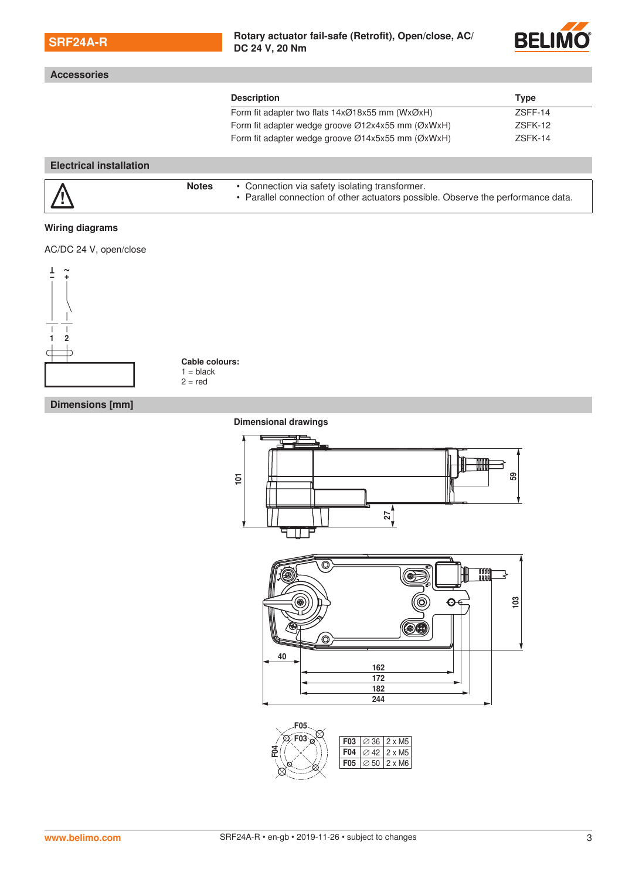## Accessories

| Description | Type |
|---|---|
| Form fit adapter two flats 14xØ18x55 mm (WxØxH) | ZSFF-14 |
| Form fit adapter wedge groove Ø12x4x55 mm (ØxWxH) | ZSFK-12 |
| Form fit adapter wedge groove Ø14x5x55 mm (ØxWxH) | ZSFK-14 |

## Electrical installation

**Notes**

- Connection via safety isolating transformer.
- Parallel connection of other actuators possible. Observe the performance data.

### Wiring diagrams

AC/DC 24 V, open/close

**Cable colours:**
1 = black
2 = red

## Dimensions [mm]

### Dimensional drawings

| F03 | ∅ 36 | 2 x M5 |
|---|---|---|
| F04 | ∅ 42 | 2 x M5 |
| F05 | ∅ 50 | 2 x M6 |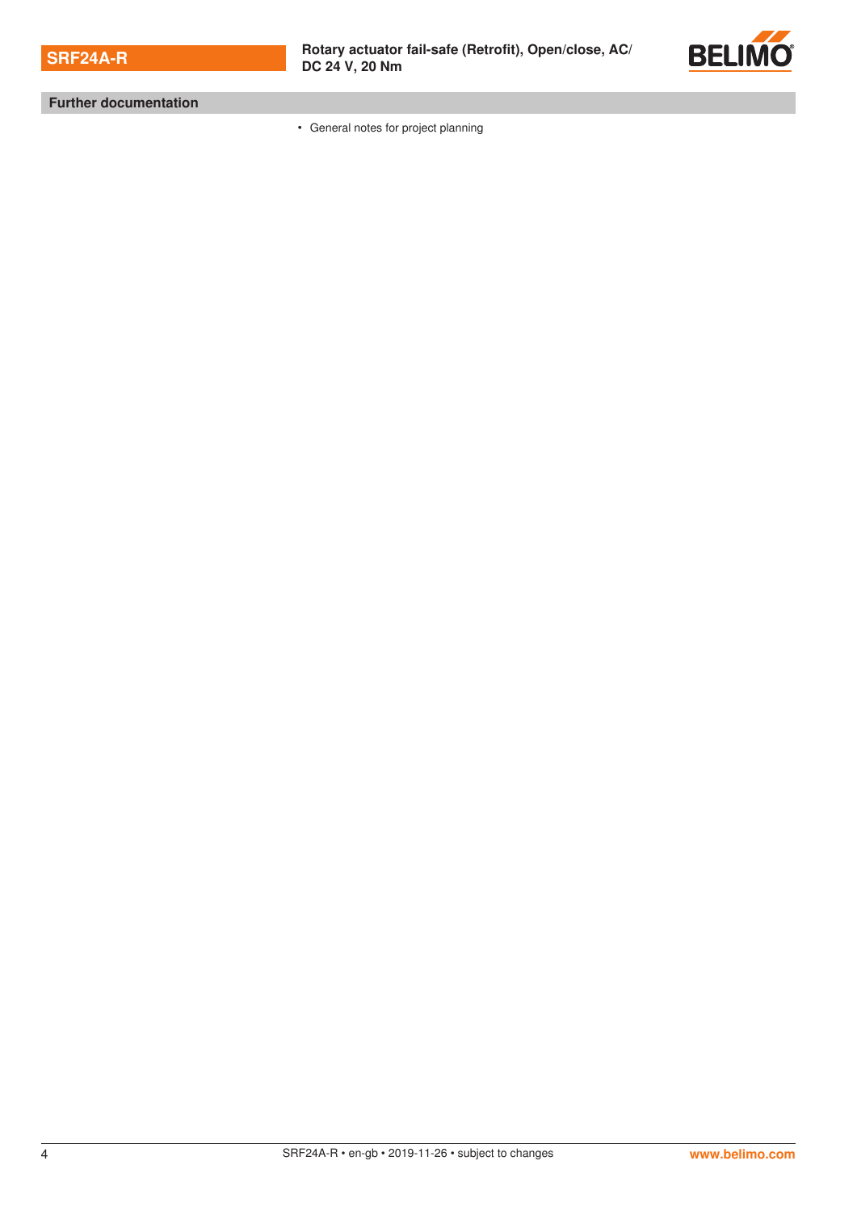## Further documentation

- General notes for project planning